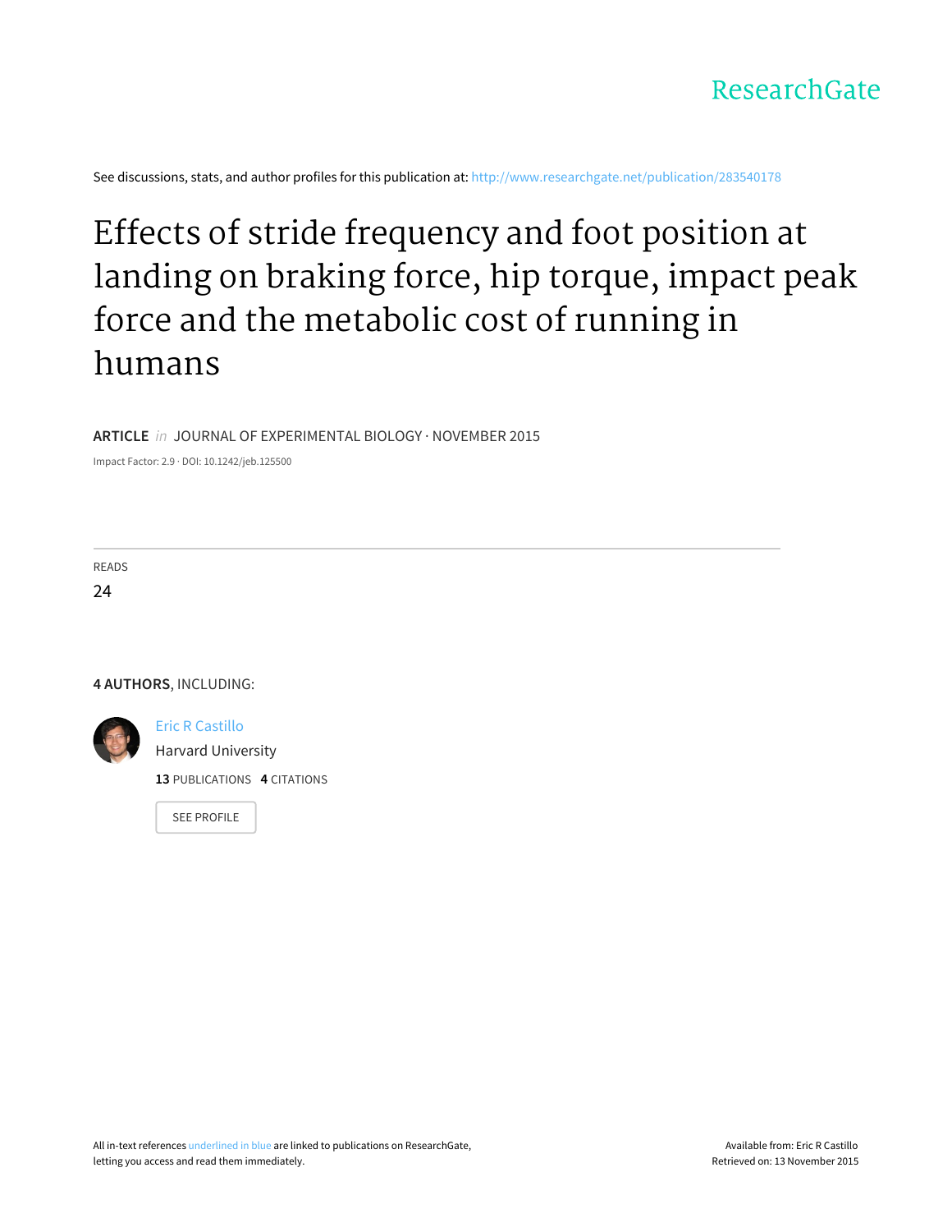ResearchGate

See discussions, stats, and author profiles for this publication at: http://www.researchgate.net/publication/283540178

# Effects of stride frequency and foot position at landing on braking force, hip torque, impact peak force and the metabolic cost of running in humans

**ARTICLE** *in* JOURNAL OF EXPERIMENTAL BIOLOGY · NOVEMBER 2015

Impact Factor: 2.9 · DOI: 10.1242/jeb.125500

READS

24

**4 AUTHORS**, INCLUDING:

Eric R Castillo

Harvard University

**13** PUBLICATIONS **4** CITATIONS

SEE PROFILE

All in-text references underlined in blue are linked to publications on ResearchGate, letting you access and read them immediately.

Available from: Eric R Castillo

Retrieved on: 13 November 2015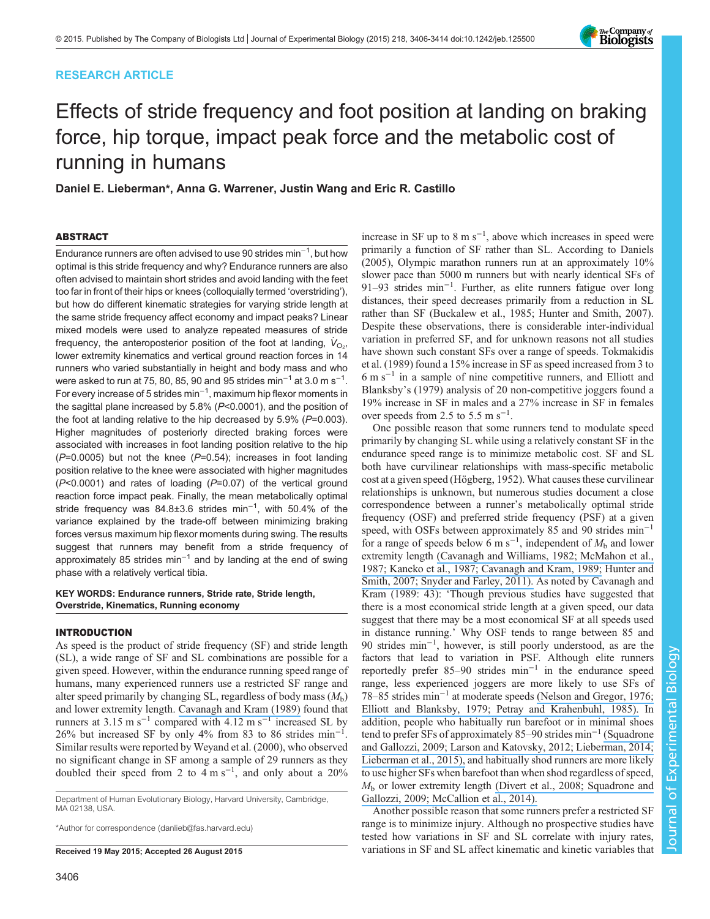# Effects of stride frequency and foot position at landing on braking force, hip torque, impact peak force and the metabolic cost of running in humans

**Daniel E. Lieberman*, Anna G. Warrener, Justin Wang and Eric R. Castillo**

## ABSTRACT

Endurance runners are often advised to use 90 strides min$^{-1}$, but how optimal is this stride frequency and why? Endurance runners are also often advised to maintain short strides and avoid landing with the feet too far in front of their hips or knees (colloquially termed 'overstriding'), but how do different kinematic strategies for varying stride length at the same stride frequency affect economy and impact peaks? Linear mixed models were used to analyze repeated measures of stride frequency, the anteroposterior position of the foot at landing, $\dot{V}_{O_2}$, lower extremity kinematics and vertical ground reaction forces in 14 runners who varied substantially in height and body mass and who were asked to run at 75, 80, 85, 90 and 95 strides min$^{-1}$ at 3.0 m s$^{-1}$. For every increase of 5 strides min$^{-1}$, maximum hip flexor moments in the sagittal plane increased by 5.8% ($P$<0.0001), and the position of the foot at landing relative to the hip decreased by 5.9% ($P$=0.003). Higher magnitudes of posteriorly directed braking forces were associated with increases in foot landing position relative to the hip ($P$=0.0005) but not the knee ($P$=0.54); increases in foot landing position relative to the knee were associated with higher magnitudes ($P$<0.0001) and rates of loading ($P$=0.07) of the vertical ground reaction force impact peak. Finally, the mean metabolically optimal stride frequency was 84.8±3.6 strides min$^{-1}$, with 50.4% of the variance explained by the trade-off between minimizing braking forces versus maximum hip flexor moments during swing. The results suggest that runners may benefit from a stride frequency of approximately 85 strides min$^{-1}$ and by landing at the end of swing phase with a relatively vertical tibia.

**KEY WORDS: Endurance runners, Stride rate, Stride length, Overstride, Kinematics, Running economy**

## INTRODUCTION

As speed is the product of stride frequency (SF) and stride length (SL), a wide range of SF and SL combinations are possible for a given speed. However, within the endurance running speed range of humans, many experienced runners use a restricted SF range and alter speed primarily by changing SL, regardless of body mass ($M_b$) and lower extremity length. Cavanagh and Kram (1989) found that runners at 3.15 m s$^{-1}$ compared with 4.12 m s$^{-1}$ increased SL by 26% but increased SF by only 4% from 83 to 86 strides min$^{-1}$. Similar results were reported by Weyand et al. (2000), who observed no significant change in SF among a sample of 29 runners as they doubled their speed from 2 to 4 m s$^{-1}$, and only about a 20% increase in SF up to 8 m s$^{-1}$, above which increases in speed were primarily a function of SF rather than SL. According to Daniels (2005), Olympic marathon runners run at an approximately 10% slower pace than 5000 m runners but with nearly identical SFs of 91–93 strides min$^{-1}$. Further, as elite runners fatigue over long distances, their speed decreases primarily from a reduction in SL rather than SF (Buckalew et al., 1985; Hunter and Smith, 2007). Despite these observations, there is considerable inter-individual variation in preferred SF, and for unknown reasons not all studies have shown such constant SFs over a range of speeds. Tokmakidis et al. (1989) found a 15% increase in SF as speed increased from 3 to 6 m s$^{-1}$ in a sample of nine competitive runners, and Elliott and Blanksby's (1979) analysis of 20 non-competitive joggers found a 19% increase in SF in males and a 27% increase in SF in females over speeds from 2.5 to 5.5 m s$^{-1}$.

One possible reason that some runners tend to modulate speed primarily by changing SL while using a relatively constant SF in the endurance speed range is to minimize metabolic cost. SF and SL both have curvilinear relationships with mass-specific metabolic cost at a given speed (Högberg, 1952). What causes these curvilinear relationships is unknown, but numerous studies document a close correspondence between a runner's metabolically optimal stride frequency (OSF) and preferred stride frequency (PSF) at a given speed, with OSFs between approximately 85 and 90 strides min$^{-1}$ for a range of speeds below 6 m s$^{-1}$, independent of $M_b$ and lower extremity length (Cavanagh and Williams, 1982; McMahon et al., 1987; Kaneko et al., 1987; Cavanagh and Kram, 1989; Hunter and Smith, 2007; Snyder and Farley, 2011). As noted by Cavanagh and Kram (1989: 43): 'Though previous studies have suggested that there is a most economical stride length at a given speed, our data suggest that there may be a most economical SF at all speeds used in distance running.' Why OSF tends to range between 85 and 90 strides min$^{-1}$, however, is still poorly understood, as are the factors that lead to variation in PSF. Although elite runners reportedly prefer 85–90 strides min$^{-1}$ in the endurance speed range, less experienced joggers are more likely to use SFs of 78–85 strides min$^{-1}$ at moderate speeds (Nelson and Gregor, 1976; Elliott and Blanksby, 1979; Petray and Krahenbuhl, 1985). In addition, people who habitually run barefoot or in minimal shoes tend to prefer SFs of approximately 85–90 strides min$^{-1}$ (Squadrone and Gallozzi, 2009; Larson and Katovsky, 2012; Lieberman, 2014; Lieberman et al., 2015), and habitually shod runners are more likely to use higher SFs when barefoot than when shod regardless of speed, $M_b$ or lower extremity length (Divert et al., 2008; Squadrone and Gallozzi, 2009; McCallion et al., 2014).

Another possible reason that some runners prefer a restricted SF range is to minimize injury. Although no prospective studies have tested how variations in SF and SL correlate with injury rates, variations in SF and SL affect kinematic and kinetic variables that

Department of Human Evolutionary Biology, Harvard University, Cambridge, MA 02138, USA.

*Author for correspondence (danlieb@fas.harvard.edu)

**Received 19 May 2015; Accepted 26 August 2015**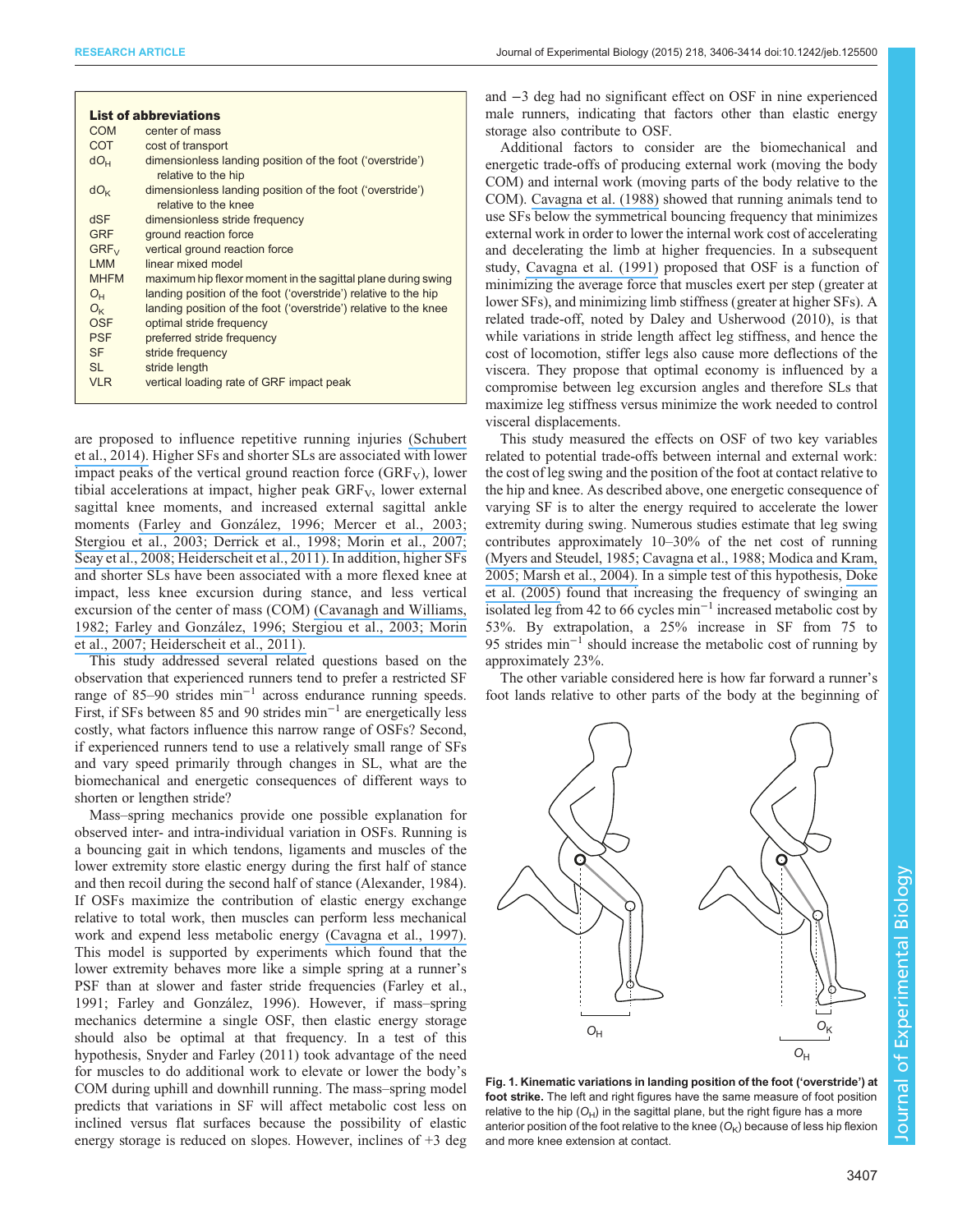**List of abbreviations**

| | |
|---|---|
| COM | center of mass |
| COT | cost of transport |
| $dO_H$ | dimensionless landing position of the foot ('overstride') relative to the hip |
| $dO_K$ | dimensionless landing position of the foot ('overstride') relative to the knee |
| dSF | dimensionless stride frequency |
| GRF | ground reaction force |
| $GRF_V$ | vertical ground reaction force |
| LMM | linear mixed model |
| MHFM | maximum hip flexor moment in the sagittal plane during swing |
| $O_H$ | landing position of the foot ('overstride') relative to the hip |
| $O_K$ | landing position of the foot ('overstride') relative to the knee |
| OSF | optimal stride frequency |
| PSF | preferred stride frequency |
| SF | stride frequency |
| SL | stride length |
| VLR | vertical loading rate of GRF impact peak |

are proposed to influence repetitive running injuries (Schubert et al., 2014). Higher SFs and shorter SLs are associated with lower impact peaks of the vertical ground reaction force ($GRF_V$), lower tibial accelerations at impact, higher peak $GRF_V$, lower external sagittal knee moments, and increased external sagittal ankle moments (Farley and González, 1996; Mercer et al., 2003; Stergiou et al., 2003; Derrick et al., 1998; Morin et al., 2007; Seay et al., 2008; Heiderscheit et al., 2011). In addition, higher SFs and shorter SLs have been associated with a more flexed knee at impact, less knee excursion during stance, and less vertical excursion of the center of mass (COM) (Cavanagh and Williams, 1982; Farley and González, 1996; Stergiou et al., 2003; Morin et al., 2007; Heiderscheit et al., 2011).

This study addressed several related questions based on the observation that experienced runners tend to prefer a restricted SF range of 85–90 strides $\text{min}^{-1}$ across endurance running speeds. First, if SFs between 85 and 90 strides $\text{min}^{-1}$ are energetically less costly, what factors influence this narrow range of OSFs? Second, if experienced runners tend to use a relatively small range of SFs and vary speed primarily through changes in SL, what are the biomechanical and energetic consequences of different ways to shorten or lengthen stride?

Mass–spring mechanics provide one possible explanation for observed inter- and intra-individual variation in OSFs. Running is a bouncing gait in which tendons, ligaments and muscles of the lower extremity store elastic energy during the first half of stance and then recoil during the second half of stance (Alexander, 1984). If OSFs maximize the contribution of elastic energy exchange relative to total work, then muscles can perform less mechanical work and expend less metabolic energy (Cavagna et al., 1997). This model is supported by experiments which found that the lower extremity behaves more like a simple spring at a runner's PSF than at slower and faster stride frequencies (Farley et al., 1991; Farley and González, 1996). However, if mass–spring mechanics determine a single OSF, then elastic energy storage should also be optimal at that frequency. In a test of this hypothesis, Snyder and Farley (2011) took advantage of the need for muscles to do additional work to elevate or lower the body's COM during uphill and downhill running. The mass–spring model predicts that variations in SF will affect metabolic cost less on inclined versus flat surfaces because the possibility of elastic energy storage is reduced on slopes. However, inclines of +3 deg and −3 deg had no significant effect on OSF in nine experienced male runners, indicating that factors other than elastic energy storage also contribute to OSF.

Additional factors to consider are the biomechanical and energetic trade-offs of producing external work (moving the body COM) and internal work (moving parts of the body relative to the COM). Cavagna et al. (1988) showed that running animals tend to use SFs below the symmetrical bouncing frequency that minimizes external work in order to lower the internal work cost of accelerating and decelerating the limb at higher frequencies. In a subsequent study, Cavagna et al. (1991) proposed that OSF is a function of minimizing the average force that muscles exert per step (greater at lower SFs), and minimizing limb stiffness (greater at higher SFs). A related trade-off, noted by Daley and Usherwood (2010), is that while variations in stride length affect leg stiffness, and hence the cost of locomotion, stiffer legs also cause more deflections of the viscera. They propose that optimal economy is influenced by a compromise between leg excursion angles and therefore SLs that maximize leg stiffness versus minimize the work needed to control visceral displacements.

This study measured the effects on OSF of two key variables related to potential trade-offs between internal and external work: the cost of leg swing and the position of the foot at contact relative to the hip and knee. As described above, one energetic consequence of varying SF is to alter the energy required to accelerate the lower extremity during swing. Numerous studies estimate that leg swing contributes approximately 10–30% of the net cost of running (Myers and Steudel, 1985; Cavagna et al., 1988; Modica and Kram, 2005; Marsh et al., 2004). In a simple test of this hypothesis, Doke et al. (2005) found that increasing the frequency of swinging an isolated leg from 42 to 66 cycles $\text{min}^{-1}$ increased metabolic cost by 53%. By extrapolation, a 25% increase in SF from 75 to 95 strides $\text{min}^{-1}$ should increase the metabolic cost of running by approximately 23%.

The other variable considered here is how far forward a runner's foot lands relative to other parts of the body at the beginning of

**Fig. 1. Kinematic variations in landing position of the foot ('overstride') at foot strike.** The left and right figures have the same measure of foot position relative to the hip ($O_H$) in the sagittal plane, but the right figure has a more anterior position of the foot relative to the knee ($O_K$) because of less hip flexion and more knee extension at contact.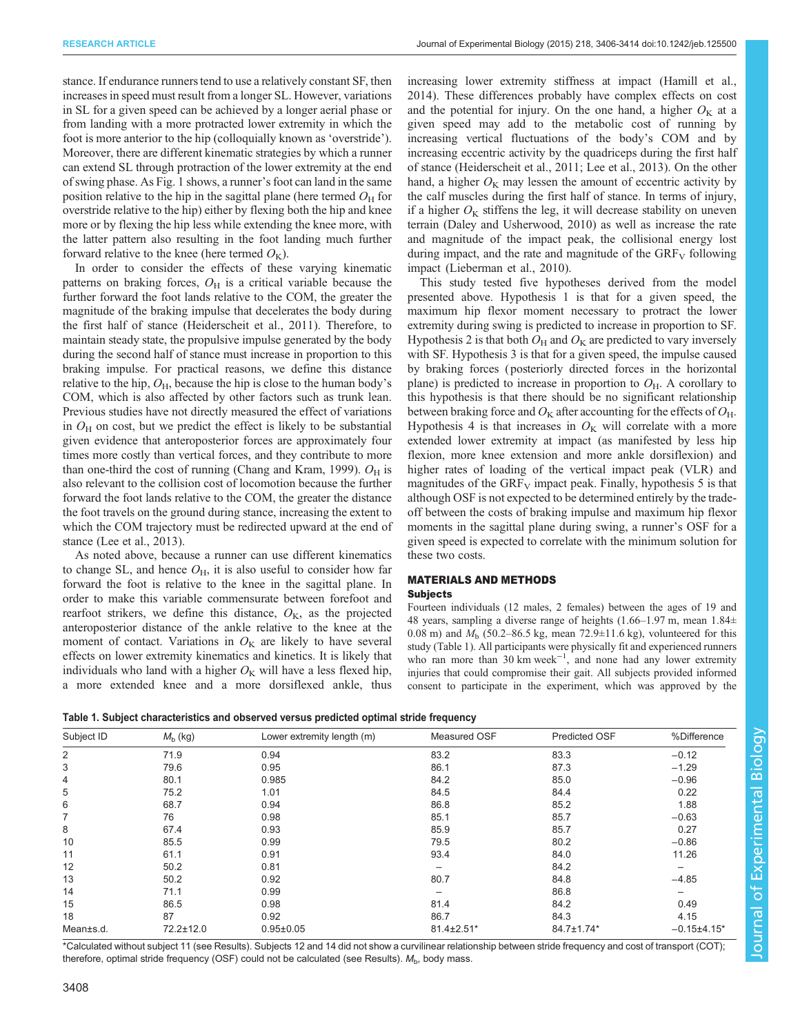stance. If endurance runners tend to use a relatively constant SF, then increases in speed must result from a longer SL. However, variations in SL for a given speed can be achieved by a longer aerial phase or from landing with a more protracted lower extremity in which the foot is more anterior to the hip (colloquially known as 'overstride'). Moreover, there are different kinematic strategies by which a runner can extend SL through protraction of the lower extremity at the end of swing phase. As Fig. 1 shows, a runner's foot can land in the same position relative to the hip in the sagittal plane (here termed $O_H$ for overstride relative to the hip) either by flexing both the hip and knee more or by flexing the hip less while extending the knee more, with the latter pattern also resulting in the foot landing much further forward relative to the knee (here termed $O_K$).

In order to consider the effects of these varying kinematic patterns on braking forces, $O_H$ is a critical variable because the further forward the foot lands relative to the COM, the greater the magnitude of the braking impulse that decelerates the body during the first half of stance (Heiderscheit et al., 2011). Therefore, to maintain steady state, the propulsive impulse generated by the body during the second half of stance must increase in proportion to this braking impulse. For practical reasons, we define this distance relative to the hip, $O_H$, because the hip is close to the human body's COM, which is also affected by other factors such as trunk lean. Previous studies have not directly measured the effect of variations in $O_H$ on cost, but we predict the effect is likely to be substantial given evidence that anteroposterior forces are approximately four times more costly than vertical forces, and they contribute to more than one-third the cost of running (Chang and Kram, 1999). $O_H$ is also relevant to the collision cost of locomotion because the further forward the foot lands relative to the COM, the greater the distance the foot travels on the ground during stance, increasing the extent to which the COM trajectory must be redirected upward at the end of stance (Lee et al., 2013).

As noted above, because a runner can use different kinematics to change SL, and hence $O_H$, it is also useful to consider how far forward the foot is relative to the knee in the sagittal plane. In order to make this variable commensurate between forefoot and rearfoot strikers, we define this distance, $O_K$, as the projected anteroposterior distance of the ankle relative to the knee at the moment of contact. Variations in $O_K$ are likely to have several effects on lower extremity kinematics and kinetics. It is likely that individuals who land with a higher $O_K$ will have a less flexed hip, a more extended knee and a more dorsiflexed ankle, thus increasing lower extremity stiffness at impact (Hamill et al., 2014). These differences probably have complex effects on cost and the potential for injury. On the one hand, a higher $O_K$ at a given speed may add to the metabolic cost of running by increasing vertical fluctuations of the body's COM and by increasing eccentric activity by the quadriceps during the first half of stance (Heiderscheit et al., 2011; Lee et al., 2013). On the other hand, a higher $O_K$ may lessen the amount of eccentric activity by the calf muscles during the first half of stance. In terms of injury, if a higher $O_K$ stiffens the leg, it will decrease stability on uneven terrain (Daley and Usherwood, 2010) as well as increase the rate and magnitude of the impact peak, the collisional energy lost during impact, and the rate and magnitude of the $GRF_V$ following impact (Lieberman et al., 2010).

This study tested five hypotheses derived from the model presented above. Hypothesis 1 is that for a given speed, the maximum hip flexor moment necessary to protract the lower extremity during swing is predicted to increase in proportion to SF. Hypothesis 2 is that both $O_H$ and $O_K$ are predicted to vary inversely with SF. Hypothesis 3 is that for a given speed, the impulse caused by braking forces (posteriorly directed forces in the horizontal plane) is predicted to increase in proportion to $O_H$. A corollary to this hypothesis is that there should be no significant relationship between braking force and $O_K$ after accounting for the effects of $O_H$. Hypothesis 4 is that increases in $O_K$ will correlate with a more extended lower extremity at impact (as manifested by less hip flexion, more knee extension and more ankle dorsiflexion) and higher rates of loading of the vertical impact peak (VLR) and magnitudes of the $GRF_V$ impact peak. Finally, hypothesis 5 is that although OSF is not expected to be determined entirely by the trade-off between the costs of braking impulse and maximum hip flexor moments in the sagittal plane during swing, a runner's OSF for a given speed is expected to correlate with the minimum solution for these two costs.

## MATERIALS AND METHODS

### Subjects

Fourteen individuals (12 males, 2 females) between the ages of 19 and 48 years, sampling a diverse range of heights (1.66–1.97 m, mean 1.84±0.08 m) and $M_b$ (50.2–86.5 kg, mean 72.9±11.6 kg), volunteered for this study (Table 1). All participants were physically fit and experienced runners who ran more than 30 km week$^{-1}$, and none had any lower extremity injuries that could compromise their gait. All subjects provided informed consent to participate in the experiment, which was approved by the

**Table 1. Subject characteristics and observed versus predicted optimal stride frequency**

| Subject ID | $M_b$ (kg) | Lower extremity length (m) | Measured OSF | Predicted OSF | %Difference |
|---|---|---|---|---|---|
| 2 | 71.9 | 0.94 | 83.2 | 83.3 | −0.12 |
| 3 | 79.6 | 0.95 | 86.1 | 87.3 | −1.29 |
| 4 | 80.1 | 0.985 | 84.2 | 85.0 | −0.96 |
| 5 | 75.2 | 1.01 | 84.5 | 84.4 | 0.22 |
| 6 | 68.7 | 0.94 | 86.8 | 85.2 | 1.88 |
| 7 | 76 | 0.98 | 85.1 | 85.7 | −0.63 |
| 8 | 67.4 | 0.93 | 85.9 | 85.7 | 0.27 |
| 10 | 85.5 | 0.99 | 79.5 | 80.2 | −0.86 |
| 11 | 61.1 | 0.91 | 93.4 | 84.0 | 11.26 |
| 12 | 50.2 | 0.81 | – | 84.2 | – |
| 13 | 50.2 | 0.92 | 80.7 | 84.8 | −4.85 |
| 14 | 71.1 | 0.99 | – | 86.8 | – |
| 15 | 86.5 | 0.98 | 81.4 | 84.2 | 0.49 |
| 18 | 87 | 0.92 | 86.7 | 84.3 | 4.15 |
| Mean±s.d. | 72.2±12.0 | 0.95±0.05 | 81.4±2.51* | 84.7±1.74* | −0.15±4.15* |

*Calculated without subject 11 (see Results). Subjects 12 and 14 did not show a curvilinear relationship between stride frequency and cost of transport (COT); therefore, optimal stride frequency (OSF) could not be calculated (see Results). $M_b$, body mass.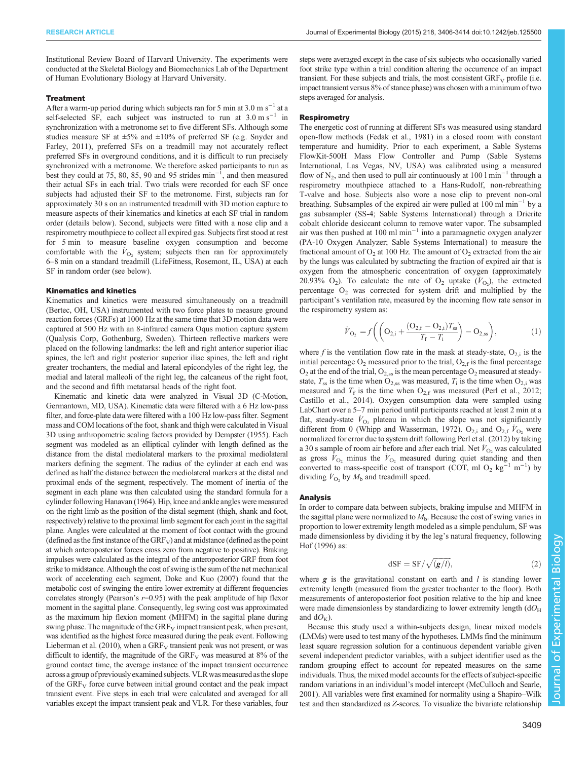Institutional Review Board of Harvard University. The experiments were conducted at the Skeletal Biology and Biomechanics Lab of the Department of Human Evolutionary Biology at Harvard University.

### Treatment

After a warm-up period during which subjects ran for 5 min at 3.0 m $s^{-1}$ at a self-selected SF, each subject was instructed to run at 3.0 m $s^{-1}$ in synchronization with a metronome set to five different SFs. Although some studies measure SF at ±5% and ±10% of preferred SF (e.g. Snyder and Farley, 2011), preferred SFs on a treadmill may not accurately reflect preferred SFs in overground conditions, and it is difficult to run precisely synchronized with a metronome. We therefore asked participants to run as best they could at 75, 80, 85, 90 and 95 strides $min^{-1}$, and then measured their actual SFs in each trial. Two trials were recorded for each SF once subjects had adjusted their SF to the metronome. First, subjects ran for approximately 30 s on an instrumented treadmill with 3D motion capture to measure aspects of their kinematics and kinetics at each SF trial in random order (details below). Second, subjects were fitted with a nose clip and a respirometry mouthpiece to collect all expired gas. Subjects first stood at rest for 5 min to measure baseline oxygen consumption and become comfortable with the $\dot{V}_{O_2}$ system; subjects then ran for approximately 6–8 min on a standard treadmill (LifeFitness, Rosemont, IL, USA) at each SF in random order (see below).

### Kinematics and kinetics

Kinematics and kinetics were measured simultaneously on a treadmill (Bertec, OH, USA) instrumented with two force plates to measure ground reaction forces (GRFs) at 1000 Hz at the same time that 3D motion data were captured at 500 Hz with an 8-infrared camera Oqus motion capture system (Qualysis Corp, Gothenburg, Sweden). Thirteen reflective markers were placed on the following landmarks: the left and right anterior superior iliac spines, the left and right posterior superior iliac spines, the left and right greater trochanters, the medial and lateral epicondyles of the right leg, the medial and lateral malleoli of the right leg, the calcaneus of the right foot, and the second and fifth metatarsal heads of the right foot.

Kinematic and kinetic data were analyzed in Visual 3D (C-Motion, Germantown, MD, USA). Kinematic data were filtered with a 6 Hz low-pass filter, and force-plate data were filtered with a 100 Hz low-pass filter. Segment mass and COM locations of the foot, shank and thigh were calculated in Visual 3D using anthropometric scaling factors provided by Dempster (1955). Each segment was modeled as an elliptical cylinder with length defined as the distance from the distal mediolateral markers to the proximal mediolateral markers defining the segment. The radius of the cylinder at each end was defined as half the distance between the mediolateral markers at the distal and proximal ends of the segment, respectively. The moment of inertia of the segment in each plane was then calculated using the standard formula for a cylinder following Hanavan (1964). Hip, knee and ankle angles were measured on the right limb as the position of the distal segment (thigh, shank and foot, respectively) relative to the proximal limb segment for each joint in the sagittal plane. Angles were calculated at the moment of foot contact with the ground (defined as the first instance of the $GRF_V$) and at midstance (defined as the point at which anteroposterior forces cross zero from negative to positive). Braking impulses were calculated as the integral of the anteroposterior GRF from foot strike to midstance. Although the cost of swing is the sum of the net mechanical work of accelerating each segment, Doke and Kuo (2007) found that the metabolic cost of swinging the entire lower extremity at different frequencies correlates strongly (Pearson's $r$=0.95) with the peak amplitude of hip flexor moment in the sagittal plane. Consequently, leg swing cost was approximated as the maximum hip flexion moment (MHFM) in the sagittal plane during swing phase. The magnitude of the $GRF_V$ impact transient peak, when present, was identified as the highest force measured during the peak event. Following Lieberman et al. (2010), when a $GRF_V$ transient peak was not present, or was difficult to identify, the magnitude of the $GRF_V$ was measured at 8% of the ground contact time, the average instance of the impact transient occurrence across a group of previously examined subjects. VLR was measured as the slope of the $GRF_V$ force curve between initial ground contact and the peak impact transient event. Five steps in each trial were calculated and averaged for all variables except the impact transient peak and VLR. For these variables, four steps were averaged except in the case of six subjects who occasionally varied foot strike type within a trial condition altering the occurrence of an impact transient. For these subjects and trials, the most consistent $GRF_V$ profile (i.e. impact transient versus 8% of stance phase) was chosen with a minimum of two steps averaged for analysis.

### Respirometry

The energetic cost of running at different SFs was measured using standard open-flow methods (Fedak et al., 1981) in a closed room with constant temperature and humidity. Prior to each experiment, a Sable Systems FlowKit-500H Mass Flow Controller and Pump (Sable Systems International, Las Vegas, NV, USA) was calibrated using a measured flow of $N_2$, and then used to pull air continuously at 100 l $min^{-1}$ through a respirometry mouthpiece attached to a Hans-Rudolf, non-rebreathing T-valve and hose. Subjects also wore a nose clip to prevent non-oral breathing. Subsamples of the expired air were pulled at 100 ml $min^{-1}$ by a gas subsampler (SS-4; Sable Systems International) through a Drierite cobalt chloride desiccant column to remove water vapor. The subsampled air was then pushed at 100 ml $min^{-1}$ into a paramagnetic oxygen analyzer (PA-10 Oxygen Analyzer; Sable Systems International) to measure the fractional amount of $O_2$ at 100 Hz. The amount of $O_2$ extracted from the air by the lungs was calculated by subtracting the fraction of expired air that is oxygen from the atmospheric concentration of oxygen (approximately 20.93% $O_2$). To calculate the rate of $O_2$ uptake ($\dot{V}_{O_2}$), the extracted percentage $O_2$ was corrected for system drift and multiplied by the participant's ventilation rate, measured by the incoming flow rate sensor in the respirometry system as:

$$\dot{V}_{O_2} = f\left(\left(O_{2,i} + \frac{(O_{2,f} - O_{2,i})T_{ss}}{T_f - T_i}\right) - O_{2,ss}\right), \qquad (1)$$

where $f$ is the ventilation flow rate in the mask at steady-state, $O_{2,i}$ is the initial percentage $O_2$ measured prior to the trial, $O_{2,f}$ is the final percentage $O_2$ at the end of the trial, $O_{2,ss}$ is the mean percentage $O_2$ measured at steady-state, $T_{ss}$ is the time when $O_{2,ss}$ was measured, $T_i$ is the time when $O_{2,i}$ was measured and $T_f$ is the time when $O_{2,f}$ was measured (Perl et al., 2012; Castillo et al., 2014). Oxygen consumption data were sampled using LabChart over a 5–7 min period until participants reached at least 2 min at a flat, steady-state $\dot{V}_{O_2}$ plateau in which the slope was not significantly different from 0 (Whipp and Wasserman, 1972). $O_{2,i}$ and $O_{2,f}$ $\dot{V}_{O_2}$ were normalized for error due to system drift following Perl et al. (2012) by taking a 30 s sample of room air before and after each trial. Net $\dot{V}_{O_2}$ was calculated as gross $\dot{V}_{O_2}$ minus the $\dot{V}_{O_2}$ measured during quiet standing and then converted to mass-specific cost of transport (COT, ml $O_2$ $kg^{-1}$ $m^{-1}$) by dividing $\dot{V}_{O_2}$ by $M_b$ and treadmill speed.

### Analysis

In order to compare data between subjects, braking impulse and MHFM in the sagittal plane were normalized to $M_b$. Because the cost of swing varies in proportion to lower extremity length modeled as a simple pendulum, SF was made dimensionless by dividing it by the leg's natural frequency, following Hof (1996) as:

$$dSF = SF/\sqrt{(\boldsymbol{g}/l)}, \qquad (2)$$

where $\boldsymbol{g}$ is the gravitational constant on earth and $l$ is standing lower extremity length (measured from the greater trochanter to the floor). Both measurements of anteroposterior foot position relative to the hip and knee were made dimensionless by standardizing to lower extremity length ($dO_H$ and $dO_K$).

Because this study used a within-subjects design, linear mixed models (LMMs) were used to test many of the hypotheses. LMMs find the minimum least square regression solution for a continuous dependent variable given several independent predictor variables, with a subject identifier used as the random grouping effect to account for repeated measures on the same individuals. Thus, the mixed model accounts for the effects of subject-specific random variations in an individual's model intercept (McCulloch and Searle, 2001). All variables were first examined for normality using a Shapiro–Wilk test and then standardized as $Z$-scores. To visualize the bivariate relationship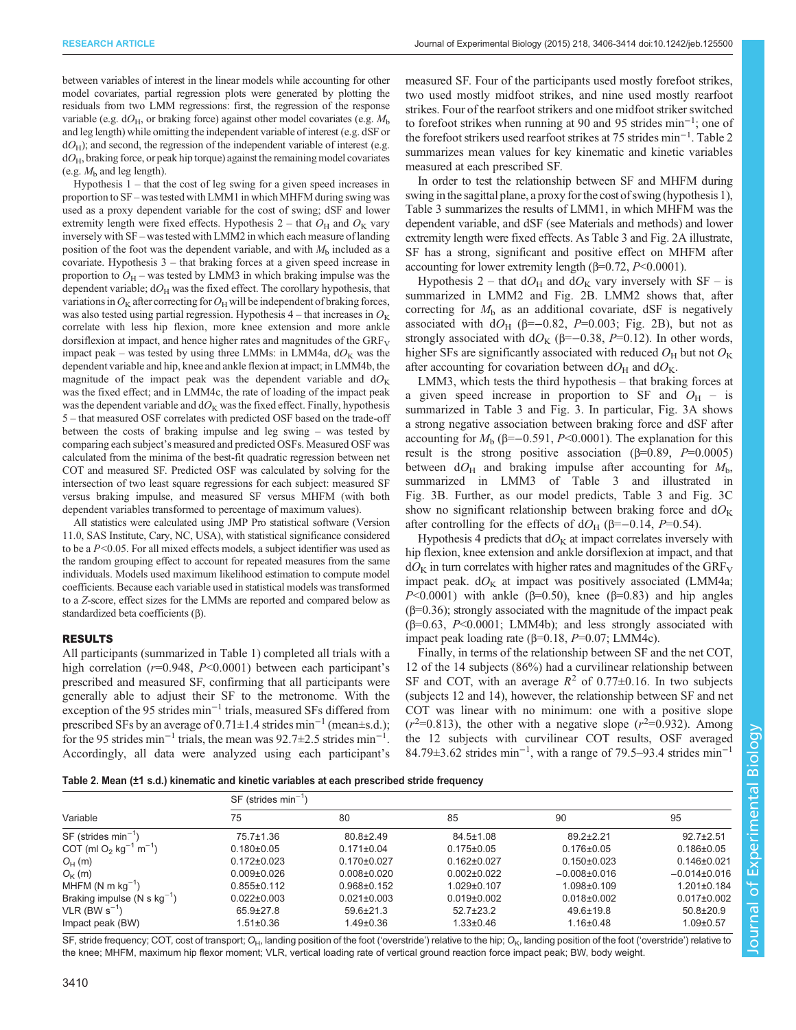between variables of interest in the linear models while accounting for other model covariates, partial regression plots were generated by plotting the residuals from two LMM regressions: first, the regression of the response variable (e.g. $dO_H$, or braking force) against other model covariates (e.g. $M_b$ and leg length) while omitting the independent variable of interest (e.g. dSF or $dO_H$); and second, the regression of the independent variable of interest (e.g. $dO_H$, braking force, or peak hip torque) against the remaining model covariates (e.g. $M_b$, and leg length).

Hypothesis 1 – that the cost of leg swing for a given speed increases in proportion to SF – was tested with LMM1 in which MHFM during swing was used as a proxy dependent variable for the cost of swing; dSF and lower extremity length were fixed effects. Hypothesis 2 – that $O_H$ and $O_K$ vary inversely with SF – was tested with LMM2 in which each measure of landing position of the foot was the dependent variable, and with $M_b$ included as a covariate. Hypothesis 3 – that braking forces at a given speed increase in proportion to $O_H$ – was tested by LMM3 in which braking impulse was the dependent variable; $dO_H$ was the fixed effect. The corollary hypothesis, that variations in $O_K$ after correcting for $O_H$ will be independent of braking forces, was also tested using partial regression. Hypothesis 4 – that increases in $O_K$ correlate with less hip flexion, more knee extension and more ankle dorsiflexion at impact, and hence higher rates and magnitudes of the $GRF_V$ impact peak – was tested by using three LMMs: in LMM4a, $dO_K$ was the dependent variable and hip, knee and ankle flexion at impact; in LMM4b, the magnitude of the impact peak was the dependent variable and $dO_K$ was the fixed effect; and in LMM4c, the rate of loading of the impact peak was the dependent variable and $dO_K$ was the fixed effect. Finally, hypothesis 5 – that measured OSF correlates with predicted OSF based on the trade-off between the costs of braking impulse and leg swing – was tested by comparing each subject's measured and predicted OSFs. Measured OSF was calculated from the minima of the best-fit quadratic regression between net COT and measured SF. Predicted OSF was calculated by solving for the intersection of two least square regressions for each subject: measured SF versus braking impulse, and measured SF versus MHFM (with both dependent variables transformed to percentage of maximum values).

All statistics were calculated using JMP Pro statistical software (Version 11.0, SAS Institute, Cary, NC, USA), with statistical significance considered to be a $P<0.05$. For all mixed effects models, a subject identifier was used as the random grouping effect to account for repeated measures from the same individuals. Models used maximum likelihood estimation to compute model coefficients. Because each variable used in statistical models was transformed to a Z-score, effect sizes for the LMMs are reported and compared below as standardized beta coefficients (β).

## RESULTS

All participants (summarized in Table 1) completed all trials with a high correlation ($r$=0.948, $P$<0.0001) between each participant's prescribed and measured SF, confirming that all participants were generally able to adjust their SF to the metronome. With the exception of the 95 strides $min^{-1}$ trials, measured SFs differed from prescribed SFs by an average of 0.71±1.4 strides $min^{-1}$ (mean±s.d.); for the 95 strides $min^{-1}$ trials, the mean was 92.7±2.5 strides $min^{-1}$. Accordingly, all data were analyzed using each participant's measured SF. Four of the participants used mostly forefoot strikes, two used mostly midfoot strikes, and nine used mostly rearfoot strikes. Four of the rearfoot strikers and one midfoot striker switched to forefoot strikes when running at 90 and 95 strides $min^{-1}$; one of the forefoot strikers used rearfoot strikes at 75 strides $min^{-1}$. Table 2 summarizes mean values for key kinematic and kinetic variables measured at each prescribed SF.

In order to test the relationship between SF and MHFM during swing in the sagittal plane, a proxy for the cost of swing (hypothesis 1), Table 3 summarizes the results of LMM1, in which MHFM was the dependent variable, and dSF (see Materials and methods) and lower extremity length were fixed effects. As Table 3 and Fig. 2A illustrate, SF has a strong, significant and positive effect on MHFM after accounting for lower extremity length (β=0.72, $P$<0.0001).

Hypothesis 2 – that $dO_H$ and $dO_K$ vary inversely with SF – is summarized in LMM2 and Fig. 2B. LMM2 shows that, after correcting for $M_b$ as an additional covariate, dSF is negatively associated with $dO_H$ (β=−0.82, $P$=0.003; Fig. 2B), but not as strongly associated with $dO_K$ (β=−0.38, $P$=0.12). In other words, higher SFs are significantly associated with reduced $O_H$ but not $O_K$ after accounting for covariation between $dO_H$ and $dO_K$.

LMM3, which tests the third hypothesis – that braking forces at a given speed increase in proportion to SF and $O_H$ – is summarized in Table 3 and Fig. 3. In particular, Fig. 3A shows a strong negative association between braking force and dSF after accounting for $M_b$ (β=−0.591, $P$<0.0001). The explanation for this result is the strong positive association (β=0.89, $P$=0.0005) between $dO_H$ and braking impulse after accounting for $M_b$, summarized in LMM3 of Table 3 and illustrated in Fig. 3B. Further, as our model predicts, Table 3 and Fig. 3C show no significant relationship between braking force and $dO_K$ after controlling for the effects of $dO_H$ (β=−0.14, $P$=0.54).

Hypothesis 4 predicts that $dO_K$ at impact correlates inversely with hip flexion, knee extension and ankle dorsiflexion at impact, and that $dO_K$ in turn correlates with higher rates and magnitudes of the $GRF_V$ impact peak. $dO_K$ at impact was positively associated (LMM4a; $P$<0.0001) with ankle (β=0.50), knee (β=0.83) and hip angles (β=0.36); strongly associated with the magnitude of the impact peak (β=0.63, $P$<0.0001; LMM4b); and less strongly associated with impact peak loading rate (β=0.18, $P$=0.07; LMM4c).

Finally, in terms of the relationship between SF and the net COT, 12 of the 14 subjects (86%) had a curvilinear relationship between SF and COT, with an average $R^2$ of 0.77±0.16. In two subjects (subjects 12 and 14), however, the relationship between SF and net COT was linear with no minimum: one with a positive slope ($r^2$=0.813), the other with a negative slope ($r^2$=0.932). Among the 12 subjects with curvilinear COT results, OSF averaged 84.79±3.62 strides $min^{-1}$, with a range of 79.5–93.4 strides $min^{-1}$

**Table 2. Mean (±1 s.d.) kinematic and kinetic variables at each prescribed stride frequency**

| Variable | SF (strides $min^{-1}$) 75 | 80 | 85 | 90 | 95 |
|---|---|---|---|---|---|
| SF (strides $min^{-1}$) | 75.7±1.36 | 80.8±2.49 | 84.5±1.08 | 89.2±2.21 | 92.7±2.51 |
| COT (ml $O_2$ $kg^{-1}$ $m^{-1}$) | 0.180±0.05 | 0.171±0.04 | 0.175±0.05 | 0.176±0.05 | 0.186±0.05 |
| $O_H$ (m) | 0.172±0.023 | 0.170±0.027 | 0.162±0.027 | 0.150±0.023 | 0.146±0.021 |
| $O_K$ (m) | 0.009±0.026 | 0.008±0.020 | 0.002±0.022 | −0.008±0.016 | −0.014±0.016 |
| MHFM (N m $kg^{-1}$) | 0.855±0.112 | 0.968±0.152 | 1.029±0.107 | 1.098±0.109 | 1.201±0.184 |
| Braking impulse (N s $kg^{-1}$) | 0.022±0.003 | 0.021±0.003 | 0.019±0.002 | 0.018±0.002 | 0.017±0.002 |
| VLR (BW $s^{-1}$) | 65.9±27.8 | 59.6±21.3 | 52.7±23.2 | 49.6±19.8 | 50.8±20.9 |
| Impact peak (BW) | 1.51±0.36 | 1.49±0.36 | 1.33±0.46 | 1.16±0.48 | 1.09±0.57 |

SF, stride frequency; COT, cost of transport; $O_H$, landing position of the foot ('overstride') relative to the hip; $O_K$, landing position of the foot ('overstride') relative to the knee; MHFM, maximum hip flexor moment; VLR, vertical loading rate of vertical ground reaction force impact peak; BW, body weight.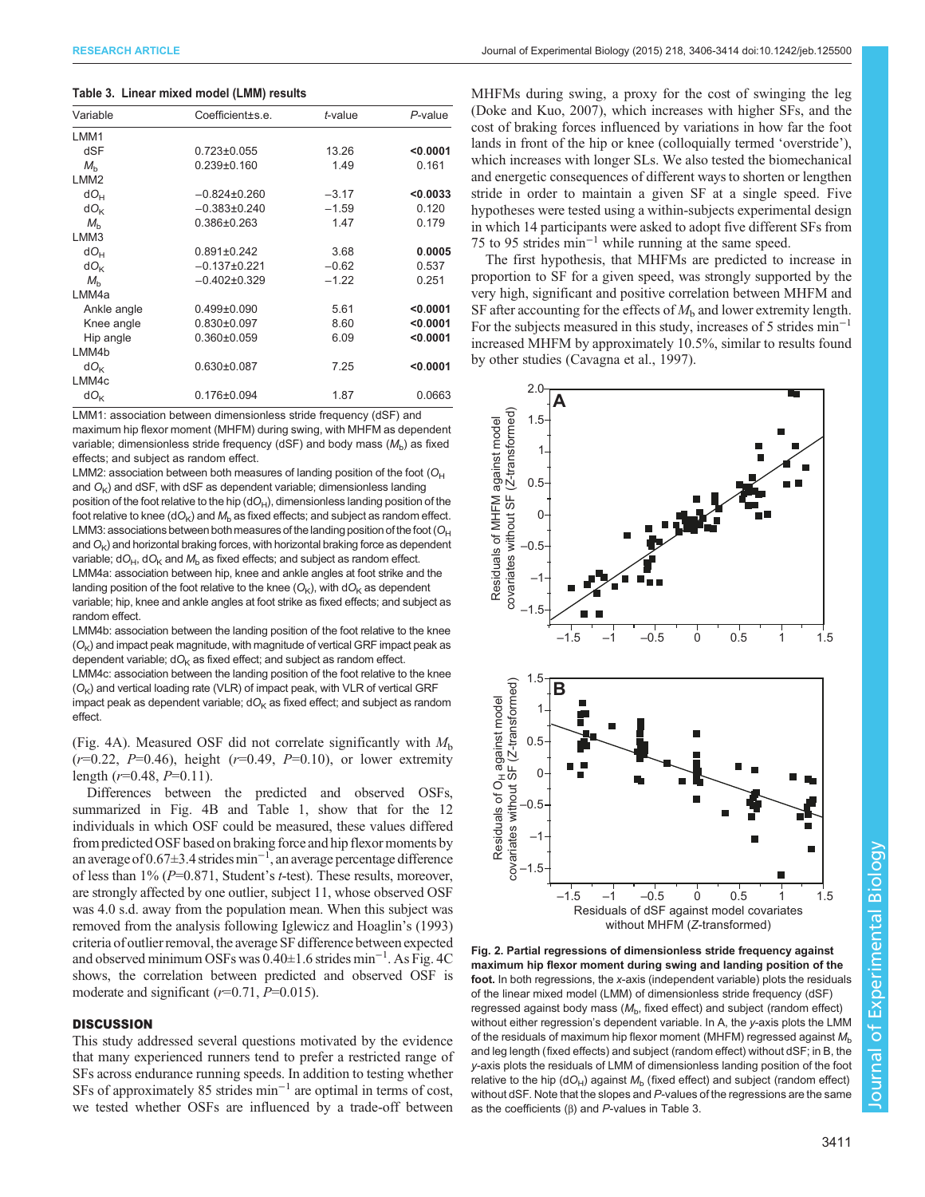**Table 3. Linear mixed model (LMM) results**

| Variable | Coefficient±s.e. | *t*-value | *P*-value |
|---|---|---|---|
| LMM1 | | | |
| dSF | 0.723±0.055 | 13.26 | **<0.0001** |
| $M_b$ | 0.239±0.160 | 1.49 | 0.161 |
| LMM2 | | | |
| $dO_H$ | −0.824±0.260 | −3.17 | **<0.0033** |
| $dO_K$ | −0.383±0.240 | −1.59 | 0.120 |
| $M_b$ | 0.386±0.263 | 1.47 | 0.179 |
| LMM3 | | | |
| $dO_H$ | 0.891±0.242 | 3.68 | **0.0005** |
| $dO_K$ | −0.137±0.221 | −0.62 | 0.537 |
| $M_b$ | −0.402±0.329 | −1.22 | 0.251 |
| LMM4a | | | |
| Ankle angle | 0.499±0.090 | 5.61 | **<0.0001** |
| Knee angle | 0.830±0.097 | 8.60 | **<0.0001** |
| Hip angle | 0.360±0.059 | 6.09 | **<0.0001** |
| LMM4b | | | |
| $dO_K$ | 0.630±0.087 | 7.25 | **<0.0001** |
| LMM4c | | | |
| $dO_K$ | 0.176±0.094 | 1.87 | 0.0663 |

LMM1: association between dimensionless stride frequency (dSF) and maximum hip flexor moment (MHFM) during swing, with MHFM as dependent variable; dimensionless stride frequency (dSF) and body mass ($M_b$) as fixed effects; and subject as random effect.
LMM2: association between both measures of landing position of the foot ($O_H$ and $O_K$) and dSF, with dSF as dependent variable; dimensionless landing position of the foot relative to the hip ($dO_H$), dimensionless landing position of the foot relative to knee ($dO_K$) and $M_b$ as fixed effects; and subject as random effect.
LMM3: associations between both measures of the landing position of the foot ($O_H$ and $O_K$) and horizontal braking forces, with horizontal braking force as dependent variable; $dO_H$, $dO_K$ and $M_b$ as fixed effects; and subject as random effect.
LMM4a: association between hip, knee and ankle angles at foot strike and the landing position of the foot relative to the knee ($O_K$), with $dO_K$ as dependent variable; hip, knee and ankle angles at foot strike as fixed effects; and subject as random effect.
LMM4b: association between the landing position of the foot relative to the knee ($O_K$) and impact peak magnitude, with magnitude of vertical GRF impact peak as dependent variable; $dO_K$ as fixed effect; and subject as random effect.
LMM4c: association between the landing position of the foot relative to the knee ($O_K$) and vertical loading rate (VLR) of impact peak, with VLR of vertical GRF impact peak as dependent variable; $dO_K$ as fixed effect; and subject as random effect.

(Fig. 4A). Measured OSF did not correlate significantly with $M_b$ ($r$=0.22, $P$=0.46), height ($r$=0.49, $P$=0.10), or lower extremity length ($r$=0.48, $P$=0.11).

Differences between the predicted and observed OSFs, summarized in Fig. 4B and Table 1, show that for the 12 individuals in which OSF could be measured, these values differed from predicted OSF based on braking force and hip flexor moments by an average of 0.67±3.4 strides $\text{min}^{-1}$, an average percentage difference of less than 1% ($P$=0.871, Student's $t$-test). These results, moreover, are strongly affected by one outlier, subject 11, whose observed OSF was 4.0 s.d. away from the population mean. When this subject was removed from the analysis following Iglewicz and Hoaglin's (1993) criteria of outlier removal, the average SF difference between expected and observed minimum OSFs was 0.40±1.6 strides $\text{min}^{-1}$. As Fig. 4C shows, the correlation between predicted and observed OSF is moderate and significant ($r$=0.71, $P$=0.015).

## DISCUSSION

This study addressed several questions motivated by the evidence that many experienced runners tend to prefer a restricted range of SFs across endurance running speeds. In addition to testing whether SFs of approximately 85 strides $\text{min}^{-1}$ are optimal in terms of cost, we tested whether OSFs are influenced by a trade-off between MHFMs during swing, a proxy for the cost of swinging the leg (Doke and Kuo, 2007), which increases with higher SFs, and the cost of braking forces influenced by variations in how far the foot lands in front of the hip or knee (colloquially termed 'overstride'), which increases with longer SLs. We also tested the biomechanical and energetic consequences of different ways to shorten or lengthen stride in order to maintain a given SF at a single speed. Five hypotheses were tested using a within-subjects experimental design in which 14 participants were asked to adopt five different SFs from 75 to 95 strides $\text{min}^{-1}$ while running at the same speed.

The first hypothesis, that MHFMs are predicted to increase in proportion to SF for a given speed, was strongly supported by the very high, significant and positive correlation between MHFM and SF after accounting for the effects of $M_b$ and lower extremity length. For the subjects measured in this study, increases of 5 strides $\text{min}^{-1}$ increased MHFM by approximately 10.5%, similar to results found by other studies (Cavagna et al., 1997).

**Fig. 2. Partial regressions of dimensionless stride frequency against maximum hip flexor moment during swing and landing position of the foot.** In both regressions, the *x*-axis (independent variable) plots the residuals of the linear mixed model (LMM) of dimensionless stride frequency (dSF) regressed against body mass ($M_b$, fixed effect) and subject (random effect) without either regression's dependent variable. In A, the *y*-axis plots the LMM of the residuals of maximum hip flexor moment (MHFM) regressed against $M_b$ and leg length (fixed effects) and subject (random effect) without dSF; in B, the *y*-axis plots the residuals of LMM of dimensionless landing position of the foot relative to the hip ($dO_H$) against $M_b$ (fixed effect) and subject (random effect) without dSF. Note that the slopes and *P*-values of the regressions are the same as the coefficients (β) and *P*-values in Table 3.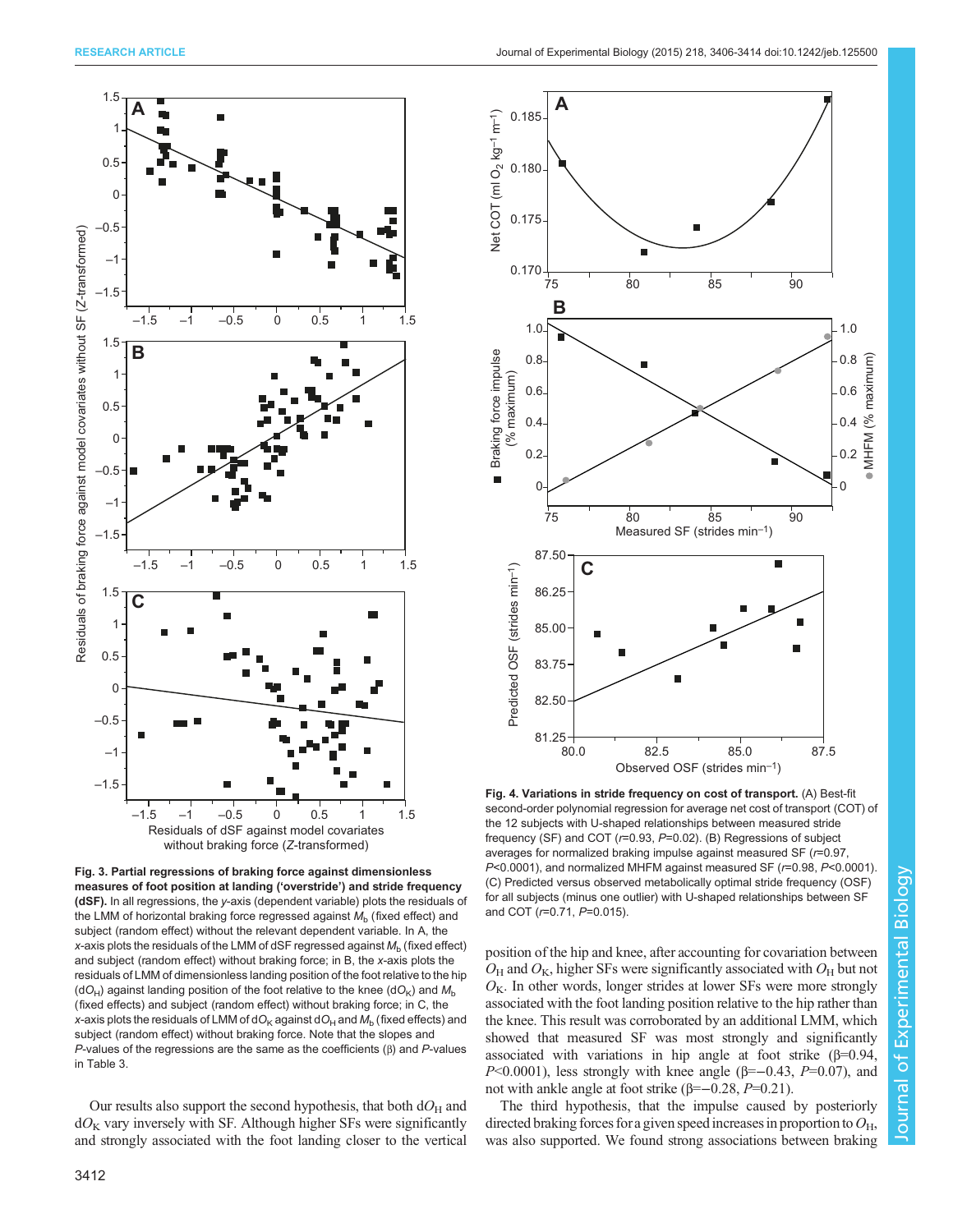**Fig. 3. Partial regressions of braking force against dimensionless measures of foot position at landing ('overstride') and stride frequency (dSF).** In all regressions, the *y*-axis (dependent variable) plots the residuals of the LMM of horizontal braking force regressed against $M_b$ (fixed effect) and subject (random effect) without the relevant dependent variable. In A, the *x*-axis plots the residuals of the LMM of dSF regressed against $M_b$ (fixed effect) and subject (random effect) without braking force; in B, the *x*-axis plots the residuals of LMM of dimensionless landing position of the foot relative to the hip ($dO_H$) against landing position of the foot relative to the knee ($dO_K$) and $M_b$ (fixed effects) and subject (random effect) without braking force; in C, the *x*-axis plots the residuals of LMM of $dO_K$ against $dO_H$ and $M_b$ (fixed effects) and subject (random effect) without braking force. Note that the slopes and *P*-values of the regressions are the same as the coefficients (β) and *P*-values in Table 3.

**Fig. 4. Variations in stride frequency on cost of transport.** (A) Best-fit second-order polynomial regression for average net cost of transport (COT) of the 12 subjects with U-shaped relationships between measured stride frequency (SF) and COT ($r$=0.93, $P$=0.02). (B) Regressions of subject averages for normalized braking impulse against measured SF ($r$=0.97, $P$<0.0001), and normalized MHFM against measured SF ($r$=0.98, $P$<0.0001). (C) Predicted versus observed metabolically optimal stride frequency (OSF) for all subjects (minus one outlier) with U-shaped relationships between SF and COT ($r$=0.71, $P$=0.015).

Our results also support the second hypothesis, that both $dO_H$ and $dO_K$ vary inversely with SF. Although higher SFs were significantly and strongly associated with the foot landing closer to the vertical position of the hip and knee, after accounting for covariation between $O_H$ and $O_K$, higher SFs were significantly associated with $O_H$ but not $O_K$. In other words, longer strides at lower SFs were more strongly associated with the foot landing position relative to the hip rather than the knee. This result was corroborated by an additional LMM, which showed that measured SF was most strongly and significantly associated with variations in hip angle at foot strike (β=0.94, $P$<0.0001), less strongly with knee angle (β=−0.43, $P$=0.07), and not with ankle angle at foot strike (β=−0.28, $P$=0.21).

The third hypothesis, that the impulse caused by posteriorly directed braking forces for a given speed increases in proportion to $O_H$, was also supported. We found strong associations between braking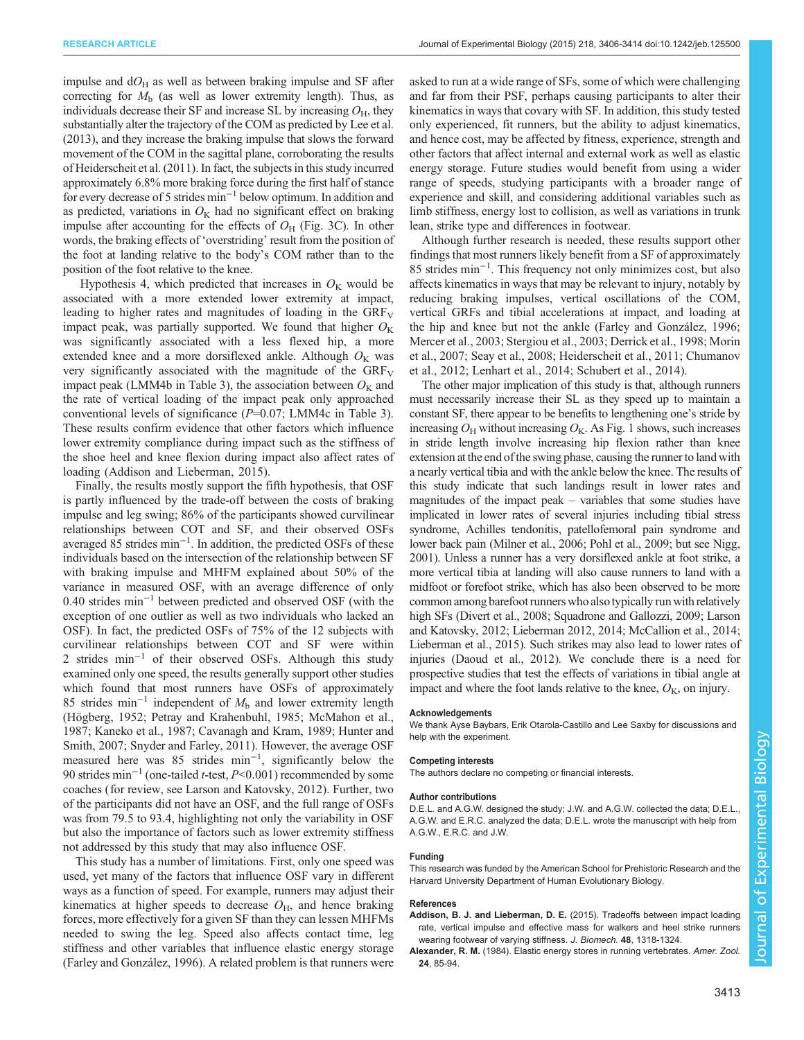impulse and d$O_H$ as well as between braking impulse and SF after correcting for $M_b$ (as well as lower extremity length). Thus, as individuals decrease their SF and increase SL by increasing $O_H$, they substantially alter the trajectory of the COM as predicted by Lee et al. (2013), and they increase the braking impulse that slows the forward movement of the COM in the sagittal plane, corroborating the results of Heiderscheit et al. (2011). In fact, the subjects in this study incurred approximately 6.8% more braking force during the first half of stance for every decrease of 5 strides min$^{-1}$ below optimum. In addition and as predicted, variations in $O_K$ had no significant effect on braking impulse after accounting for the effects of $O_H$ (Fig. 3C). In other words, the braking effects of 'overstriding' result from the position of the foot at landing relative to the body's COM rather than to the position of the foot relative to the knee.

Hypothesis 4, which predicted that increases in $O_K$ would be associated with a more extended lower extremity at impact, leading to higher rates and magnitudes of loading in the GRF$_V$ impact peak, was partially supported. We found that higher $O_K$ was significantly associated with a less flexed hip, a more extended knee and a more dorsiflexed ankle. Although $O_K$ was very significantly associated with the magnitude of the GRF$_V$ impact peak (LMM4b in Table 3), the association between $O_K$ and the rate of vertical loading of the impact peak only approached conventional levels of significance ($P$=0.07; LMM4c in Table 3). These results confirm evidence that other factors which influence lower extremity compliance during impact such as the stiffness of the shoe heel and knee flexion during impact also affect rates of loading (Addison and Lieberman, 2015).

Finally, the results mostly support the fifth hypothesis, that OSF is partly influenced by the trade-off between the costs of braking impulse and leg swing; 86% of the participants showed curvilinear relationships between COT and SF, and their observed OSFs averaged 85 strides min$^{-1}$. In addition, the predicted OSFs of these individuals based on the intersection of the relationship between SF with braking impulse and MHFM explained about 50% of the variance in measured OSF, with an average difference of only 0.40 strides min$^{-1}$ between predicted and observed OSF (with the exception of one outlier as well as two individuals who lacked an OSF). In fact, the predicted OSFs of 75% of the 12 subjects with curvilinear relationships between COT and SF were within 2 strides min$^{-1}$ of their observed OSFs. Although this study examined only one speed, the results generally support other studies which found that most runners have OSFs of approximately 85 strides min$^{-1}$ independent of $M_b$ and lower extremity length (Högberg, 1952; Petray and Krahenbuhl, 1985; McMahon et al., 1987; Kaneko et al., 1987; Cavanagh and Kram, 1989; Hunter and Smith, 2007; Snyder and Farley, 2011). However, the average OSF measured here was 85 strides min$^{-1}$, significantly below the 90 strides min$^{-1}$ (one-tailed $t$-test, $P$<0.001) recommended by some coaches (for review, see Larson and Katovsky, 2012). Further, two of the participants did not have an OSF, and the full range of OSFs was from 79.5 to 93.4, highlighting not only the variability in OSF but also the importance of factors such as lower extremity stiffness not addressed by this study that may also influence OSF.

This study has a number of limitations. First, only one speed was used, yet many of the factors that influence OSF vary in different ways as a function of speed. For example, runners may adjust their kinematics at higher speeds to decrease $O_H$, and hence braking forces, more effectively for a given SF than they can lessen MHFMs needed to swing the leg. Speed also affects contact time, leg stiffness and other variables that influence elastic energy storage (Farley and González, 1996). A related problem is that runners were asked to run at a wide range of SFs, some of which were challenging and far from their PSF, perhaps causing participants to alter their kinematics in ways that covary with SF. In addition, this study tested only experienced, fit runners, but the ability to adjust kinematics, and hence cost, may be affected by fitness, experience, strength and other factors that affect internal and external work as well as elastic energy storage. Future studies would benefit from using a wider range of speeds, studying participants with a broader range of experience and skill, and considering additional variables such as limb stiffness, energy lost to collision, as well as variations in trunk lean, strike type and differences in footwear.

Although further research is needed, these results support other findings that most runners likely benefit from a SF of approximately 85 strides min$^{-1}$. This frequency not only minimizes cost, but also affects kinematics in ways that may be relevant to injury, notably by reducing braking impulses, vertical oscillations of the COM, vertical GRFs and tibial accelerations at impact, and loading at the hip and knee but not the ankle (Farley and González, 1996; Mercer et al., 2003; Stergiou et al., 2003; Derrick et al., 1998; Morin et al., 2007; Seay et al., 2008; Heiderscheit et al., 2011; Chumanov et al., 2012; Lenhart et al., 2014; Schubert et al., 2014).

The other major implication of this study is that, although runners must necessarily increase their SL as they speed up to maintain a constant SF, there appear to be benefits to lengthening one's stride by increasing $O_H$ without increasing $O_K$. As Fig. 1 shows, such increases in stride length involve increasing hip flexion rather than knee extension at the end of the swing phase, causing the runner to land with a nearly vertical tibia and with the ankle below the knee. The results of this study indicate that such landings result in lower rates and magnitudes of the impact peak – variables that some studies have implicated in lower rates of several injuries including tibial stress syndrome, Achilles tendonitis, patellofemoral pain syndrome and lower back pain (Milner et al., 2006; Pohl et al., 2009; but see Nigg, 2001). Unless a runner has a very dorsiflexed ankle at foot strike, a more vertical tibia at landing will also cause runners to land with a midfoot or forefoot strike, which has also been observed to be more common among barefoot runners who also typically run with relatively high SFs (Divert et al., 2008; Squadrone and Gallozzi, 2009; Larson and Katovsky, 2012; Lieberman 2012, 2014; McCallion et al., 2014; Lieberman et al., 2015). Such strikes may also lead to lower rates of injuries (Daoud et al., 2012). We conclude there is a need for prospective studies that test the effects of variations in tibial angle at impact and where the foot lands relative to the knee, $O_K$, on injury.

#### Acknowledgements
We thank Ayse Baybars, Erik Otarola-Castillo and Lee Saxby for discussions and help with the experiment.

#### Competing interests
The authors declare no competing or financial interests.

#### Author contributions
D.E.L. and A.G.W. designed the study; J.W. and A.G.W. collected the data; D.E.L., A.G.W. and E.R.C. analyzed the data; D.E.L. wrote the manuscript with help from A.G.W., E.R.C. and J.W.

#### Funding
This research was funded by the American School for Prehistoric Research and the Harvard University Department of Human Evolutionary Biology.

#### References
**Addison, B. J. and Lieberman, D. E.** (2015). Tradeoffs between impact loading rate, vertical impulse and effective mass for walkers and heel strike runners wearing footwear of varying stiffness. *J. Biomech.* **48**, 1318-1324.

**Alexander, R. M.** (1984). Elastic energy stores in running vertebrates. *Amer. Zool.* **24**, 85-94.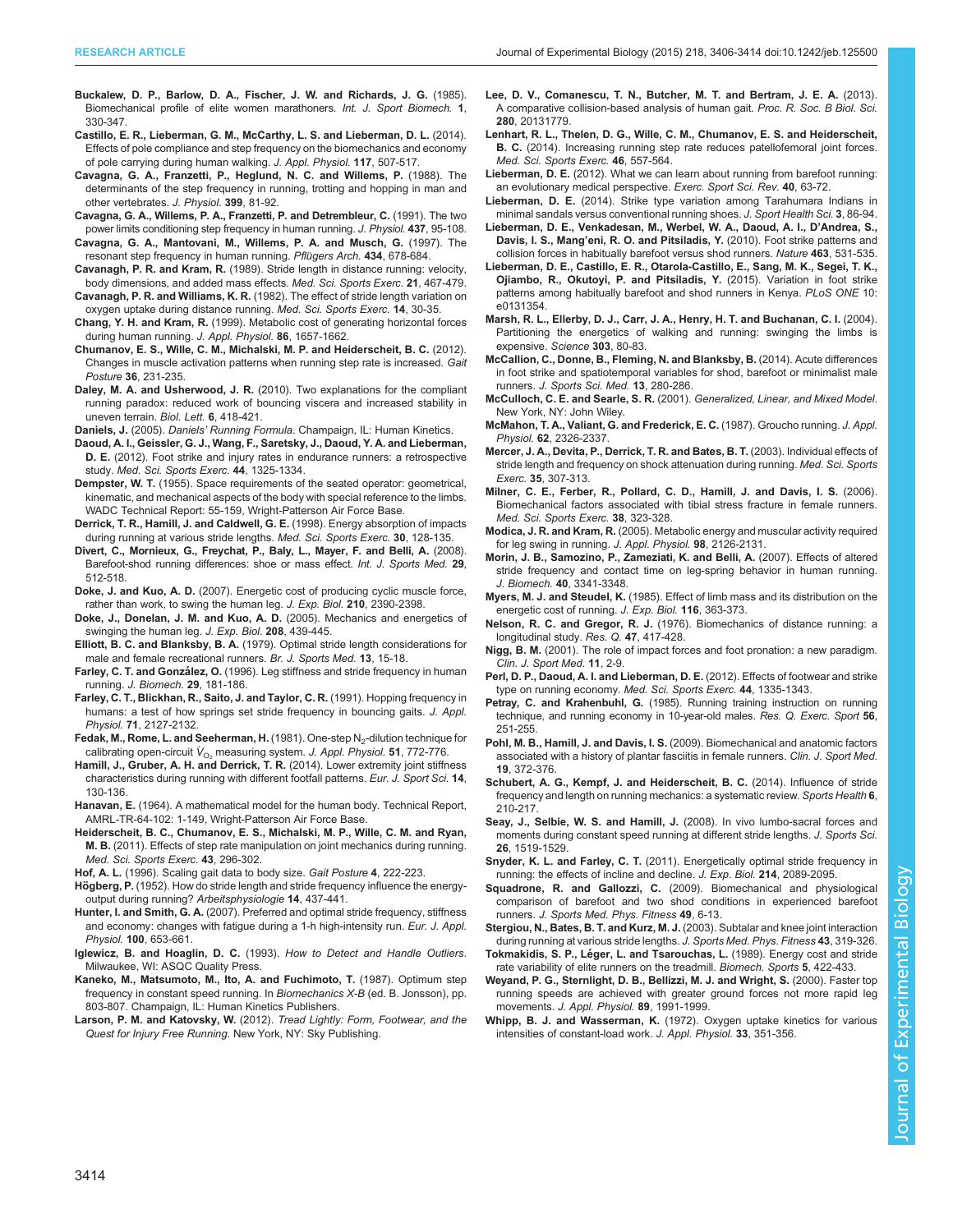**Buckalew, D. P., Barlow, D. A., Fischer, J. W. and Richards, J. G.** (1985). Biomechanical profile of elite women marathoners. *Int. J. Sport Biomech.* **1**, 330-347.

**Castillo, E. R., Lieberman, G. M., McCarthy, L. S. and Lieberman, D. L.** (2014). Effects of pole compliance and step frequency on the biomechanics and economy of pole carrying during human walking. *J. Appl. Physiol.* **117**, 507-517.

**Cavagna, G. A., Franzetti, P., Heglund, N. C. and Willems, P.** (1988). The determinants of the step frequency in running, trotting and hopping in man and other vertebrates. *J. Physiol.* **399**, 81-92.

**Cavagna, G. A., Willems, P. A., Franzetti, P. and Detrembleur, C.** (1991). The two power limits conditioning step frequency in human running. *J. Physiol.* **437**, 95-108.

**Cavagna, G. A., Mantovani, M., Willems, P. A. and Musch, G.** (1997). The resonant step frequency in human running. *Pflügers Arch.* **434**, 678-684.

**Cavanagh, P. R. and Kram, R.** (1989). Stride length in distance running: velocity, body dimensions, and added mass effects. *Med. Sci. Sports Exerc.* **21**, 467-479.

**Cavanagh, P. R. and Williams, K. R.** (1982). The effect of stride length variation on oxygen uptake during distance running. *Med. Sci. Sports Exerc.* **14**, 30-35.

**Chang, Y. H. and Kram, R.** (1999). Metabolic cost of generating horizontal forces during human running. *J. Appl. Physiol.* **86**, 1657-1662.

**Chumanov, E. S., Wille, C. M., Michalski, M. P. and Heiderscheit, B. C.** (2012). Changes in muscle activation patterns when running step rate is increased. *Gait Posture* **36**, 231-235.

**Daley, M. A. and Usherwood, J. R.** (2010). Two explanations for the compliant running paradox: reduced work of bouncing viscera and increased stability in uneven terrain. *Biol. Lett.* **6**, 418-421.

**Daniels, J.** (2005). *Daniels' Running Formula*. Champaign, IL: Human Kinetics.

**Daoud, A. I., Geissler, G. J., Wang, F., Saretsky, J., Daoud, Y. A. and Lieberman, D. E.** (2012). Foot strike and injury rates in endurance runners: a retrospective study. *Med. Sci. Sports Exerc.* **44**, 1325-1334.

**Dempster, W. T.** (1955). Space requirements of the seated operator: geometrical, kinematic, and mechanical aspects of the body with special reference to the limbs. WADC Technical Report: 55-159, Wright-Patterson Air Force Base.

**Derrick, T. R., Hamill, J. and Caldwell, G. E.** (1998). Energy absorption of impacts during running at various stride lengths. *Med. Sci. Sports Exerc.* **30**, 128-135.

**Divert, C., Mornieux, G., Freychat, P., Baly, L., Mayer, F. and Belli, A.** (2008). Barefoot-shod running differences: shoe or mass effect. *Int. J. Sports Med.* **29**, 512-518.

**Doke, J. and Kuo, A. D.** (2007). Energetic cost of producing cyclic muscle force, rather than work, to swing the human leg. *J. Exp. Biol.* **210**, 2390-2398.

**Doke, J., Donelan, J. M. and Kuo, A. D.** (2005). Mechanics and energetics of swinging the human leg. *J. Exp. Biol.* **208**, 439-445.

**Elliott, B. C. and Blanksby, B. A.** (1979). Optimal stride length considerations for male and female recreational runners. *Br. J. Sports Med.* **13**, 15-18.

**Farley, C. T. and González, O.** (1996). Leg stiffness and stride frequency in human running. *J. Biomech.* **29**, 181-186.

**Farley, C. T., Blickhan, R., Saito, J. and Taylor, C. R.** (1991). Hopping frequency in humans: a test of how springs set stride frequency in bouncing gaits. *J. Appl. Physiol.* **71**, 2127-2132.

**Fedak, M., Rome, L. and Seeherman, H.** (1981). One-step $N_2$-dilution technique for calibrating open-circuit $\dot{V}_{O_2}$ measuring system. *J. Appl. Physiol.* **51**, 772-776.

**Hamill, J., Gruber, A. H. and Derrick, T. R.** (2014). Lower extremity joint stiffness characteristics during running with different footfall patterns. *Eur. J. Sport Sci.* **14**, 130-136.

**Hanavan, E.** (1964). A mathematical model for the human body. Technical Report, AMRL-TR-64-102: 1-149, Wright-Patterson Air Force Base.

**Heiderscheit, B. C., Chumanov, E. S., Michalski, M. P., Wille, C. M. and Ryan, M. B.** (2011). Effects of step rate manipulation on joint mechanics during running. *Med. Sci. Sports Exerc.* **43**, 296-302.

**Hof, A. L.** (1996). Scaling gait data to body size. *Gait Posture* **4**, 222-223.

**Högberg, P.** (1952). How do stride length and stride frequency influence the energy-output during running? *Arbeitsphysiologie* **14**, 437-441.

**Hunter, I. and Smith, G. A.** (2007). Preferred and optimal stride frequency, stiffness and economy: changes with fatigue during a 1-h high-intensity run. *Eur. J. Appl. Physiol.* **100**, 653-661.

**Iglewicz, B. and Hoaglin, D. C.** (1993). *How to Detect and Handle Outliers*. Milwaukee, WI: ASQC Quality Press.

**Kaneko, M., Matsumoto, M., Ito, A. and Fuchimoto, T.** (1987). Optimum step frequency in constant speed running. In *Biomechanics X-B* (ed. B. Jonsson), pp. 803-807. Champaign, IL: Human Kinetics Publishers.

**Larson, P. M. and Katovsky, W.** (2012). *Tread Lightly: Form, Footwear, and the Quest for Injury Free Running*. New York, NY: Sky Publishing.

**Lee, D. V., Comanescu, T. N., Butcher, M. T. and Bertram, J. E. A.** (2013). A comparative collision-based analysis of human gait. *Proc. R. Soc. B Biol. Sci.* **280**, 20131779.

**Lenhart, R. L., Thelen, D. G., Wille, C. M., Chumanov, E. S. and Heiderscheit, B. C.** (2014). Increasing running step rate reduces patellofemoral joint forces. *Med. Sci. Sports Exerc.* **46**, 557-564.

**Lieberman, D. E.** (2012). What we can learn about running from barefoot running: an evolutionary medical perspective. *Exerc. Sport Sci. Rev.* **40**, 63-72.

**Lieberman, D. E.** (2014). Strike type variation among Tarahumara Indians in minimal sandals versus conventional running shoes. *J. Sport Health Sci.* **3**, 86-94.

**Lieberman, D. E., Venkadesan, M., Werbel, W. A., Daoud, A. I., D'Andrea, S., Davis, I. S., Mang'eni, R. O. and Pitsiladis, Y.** (2010). Foot strike patterns and collision forces in habitually barefoot versus shod runners. *Nature* **463**, 531-535.

**Lieberman, D. E., Castillo, E. R., Otarola-Castillo, E., Sang, M. K., Segei, T. K., Ojiambo, R., Okutoyi, P. and Pitsiladis, Y.** (2015). Variation in foot strike patterns among habitually barefoot and shod runners in Kenya. *PLoS ONE* 10: e0131354.

**Marsh, R. L., Ellerby, D. J., Carr, J. A., Henry, H. T. and Buchanan, C. I.** (2004). Partitioning the energetics of walking and running: swinging the limbs is expensive. *Science* **303**, 80-83.

**McCallion, C., Donne, B., Fleming, N. and Blanksby, B.** (2014). Acute differences in foot strike and spatiotemporal variables for shod, barefoot or minimalist male runners. *J. Sports Sci. Med.* **13**, 280-286.

**McCulloch, C. E. and Searle, S. R.** (2001). *Generalized, Linear, and Mixed Model*. New York, NY: John Wiley.

**McMahon, T. A., Valiant, G. and Frederick, E. C.** (1987). Groucho running. *J. Appl. Physiol.* **62**, 2326-2337.

**Mercer, J. A., Devita, P., Derrick, T. R. and Bates, B. T.** (2003). Individual effects of stride length and frequency on shock attenuation during running. *Med. Sci. Sports Exerc.* **35**, 307-313.

**Milner, C. E., Ferber, R., Pollard, C. D., Hamill, J. and Davis, I. S.** (2006). Biomechanical factors associated with tibial stress fracture in female runners. *Med. Sci. Sports Exerc.* **38**, 323-328.

**Modica, J. R. and Kram, R.** (2005). Metabolic energy and muscular activity required for leg swing in running. *J. Appl. Physiol.* **98**, 2126-2131.

**Morin, J. B., Samozino, P., Zameziati, K. and Belli, A.** (2007). Effects of altered stride frequency and contact time on leg-spring behavior in human running. *J. Biomech.* **40**, 3341-3348.

**Myers, M. J. and Steudel, K.** (1985). Effect of limb mass and its distribution on the energetic cost of running. *J. Exp. Biol.* **116**, 363-373.

**Nelson, R. C. and Gregor, R. J.** (1976). Biomechanics of distance running: a longitudinal study. *Res. Q.* **47**, 417-428.

**Nigg, B. M.** (2001). The role of impact forces and foot pronation: a new paradigm. *Clin. J. Sport Med.* **11**, 2-9.

**Perl, D. P., Daoud, A. I. and Lieberman, D. E.** (2012). Effects of footwear and strike type on running economy. *Med. Sci. Sports Exerc.* **44**, 1335-1343.

**Petray, C. and Krahenbuhl, G.** (1985). Running training instruction on running technique, and running economy in 10-year-old males. *Res. Q. Exerc. Sport* **56**, 251-255.

**Pohl, M. B., Hamill, J. and Davis, I. S.** (2009). Biomechanical and anatomic factors associated with a history of plantar fasciitis in female runners. *Clin. J. Sport Med.* **19**, 372-376.

**Schubert, A. G., Kempf, J. and Heiderscheit, B. C.** (2014). Influence of stride frequency and length on running mechanics: a systematic review. *Sports Health* **6**, 210-217.

**Seay, J., Selbie, W. S. and Hamill, J.** (2008). In vivo lumbo-sacral forces and moments during constant speed running at different stride lengths. *J. Sports Sci.* **26**, 1519-1529.

**Snyder, K. L. and Farley, C. T.** (2011). Energetically optimal stride frequency in running: the effects of incline and decline. *J. Exp. Biol.* **214**, 2089-2095.

**Squadrone, R. and Gallozzi, C.** (2009). Biomechanical and physiological comparison of barefoot and two shod conditions in experienced barefoot runners. *J. Sports Med. Phys. Fitness* **49**, 6-13.

**Stergiou, N., Bates, B. T. and Kurz, M. J.** (2003). Subtalar and knee joint interaction during running at various stride lengths. *J. Sports Med. Phys. Fitness* **43**, 319-326.

**Tokmakidis, S. P., Léger, L. and Tsarouchas, L.** (1989). Energy cost and stride rate variability of elite runners on the treadmill. *Biomech. Sports* **5**, 422-433.

**Weyand, P. G., Sternlight, D. B., Bellizzi, M. J. and Wright, S.** (2000). Faster top running speeds are achieved with greater ground forces not more rapid leg movements. *J. Appl. Physiol.* **89**, 1991-1999.

**Whipp, B. J. and Wasserman, K.** (1972). Oxygen uptake kinetics for various intensities of constant-load work. *J. Appl. Physiol.* **33**, 351-356.